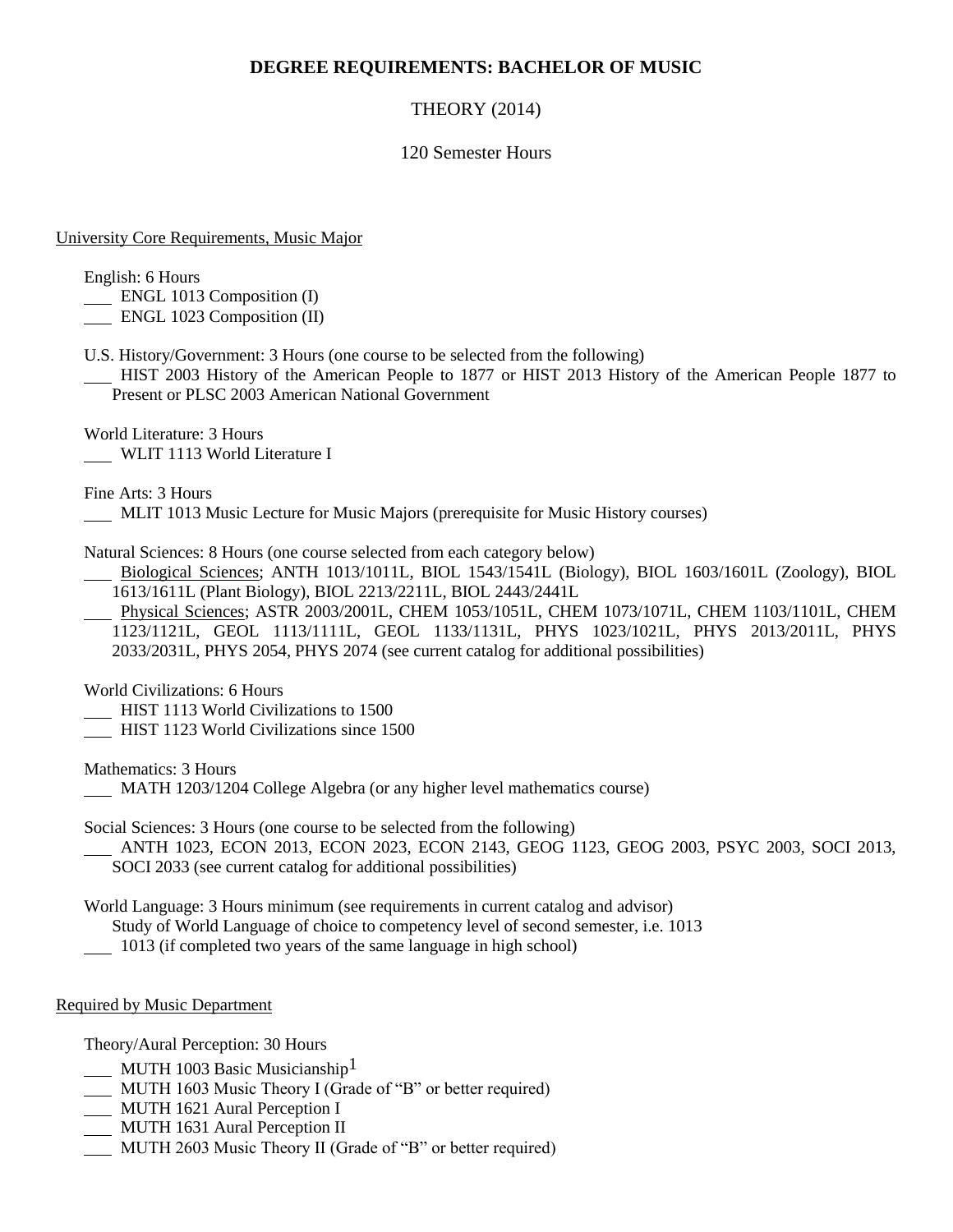# DEGREE REQUIREMENTS: BACHELOR OF MUSIC

THEORY (2014)

120 Semester Hours

## University Core Requirements, Music Major

English: 6 Hours

___ ENGL 1013 Composition (I)
___ ENGL 1023 Composition (II)

U.S. History/Government: 3 Hours (one course to be selected from the following)

___ HIST 2003 History of the American People to 1877 or HIST 2013 History of the American People 1877 to Present or PLSC 2003 American National Government

World Literature: 3 Hours

___ WLIT 1113 World Literature I

Fine Arts: 3 Hours

___ MLIT 1013 Music Lecture for Music Majors (prerequisite for Music History courses)

Natural Sciences: 8 Hours (one course selected from each category below)

___ Biological Sciences; ANTH 1013/1011L, BIOL 1543/1541L (Biology), BIOL 1603/1601L (Zoology), BIOL 1613/1611L (Plant Biology), BIOL 2213/2211L, BIOL 2443/2441L
___ Physical Sciences; ASTR 2003/2001L, CHEM 1053/1051L, CHEM 1073/1071L, CHEM 1103/1101L, CHEM 1123/1121L, GEOL 1113/1111L, GEOL 1133/1131L, PHYS 1023/1021L, PHYS 2013/2011L, PHYS 2033/2031L, PHYS 2054, PHYS 2074 (see current catalog for additional possibilities)

World Civilizations: 6 Hours

___ HIST 1113 World Civilizations to 1500
___ HIST 1123 World Civilizations since 1500

Mathematics: 3 Hours

___ MATH 1203/1204 College Algebra (or any higher level mathematics course)

Social Sciences: 3 Hours (one course to be selected from the following)

___ ANTH 1023, ECON 2013, ECON 2023, ECON 2143, GEOG 1123, GEOG 2003, PSYC 2003, SOCI 2013, SOCI 2033 (see current catalog for additional possibilities)

World Language: 3 Hours minimum (see requirements in current catalog and advisor)

Study of World Language of choice to competency level of second semester, i.e. 1013

___ 1013 (if completed two years of the same language in high school)

## Required by Music Department

Theory/Aural Perception: 30 Hours

___ MUTH 1003 Basic Musicianship[1]
___ MUTH 1603 Music Theory I (Grade of "B" or better required)
___ MUTH 1621 Aural Perception I
___ MUTH 1631 Aural Perception II
___ MUTH 2603 Music Theory II (Grade of "B" or better required)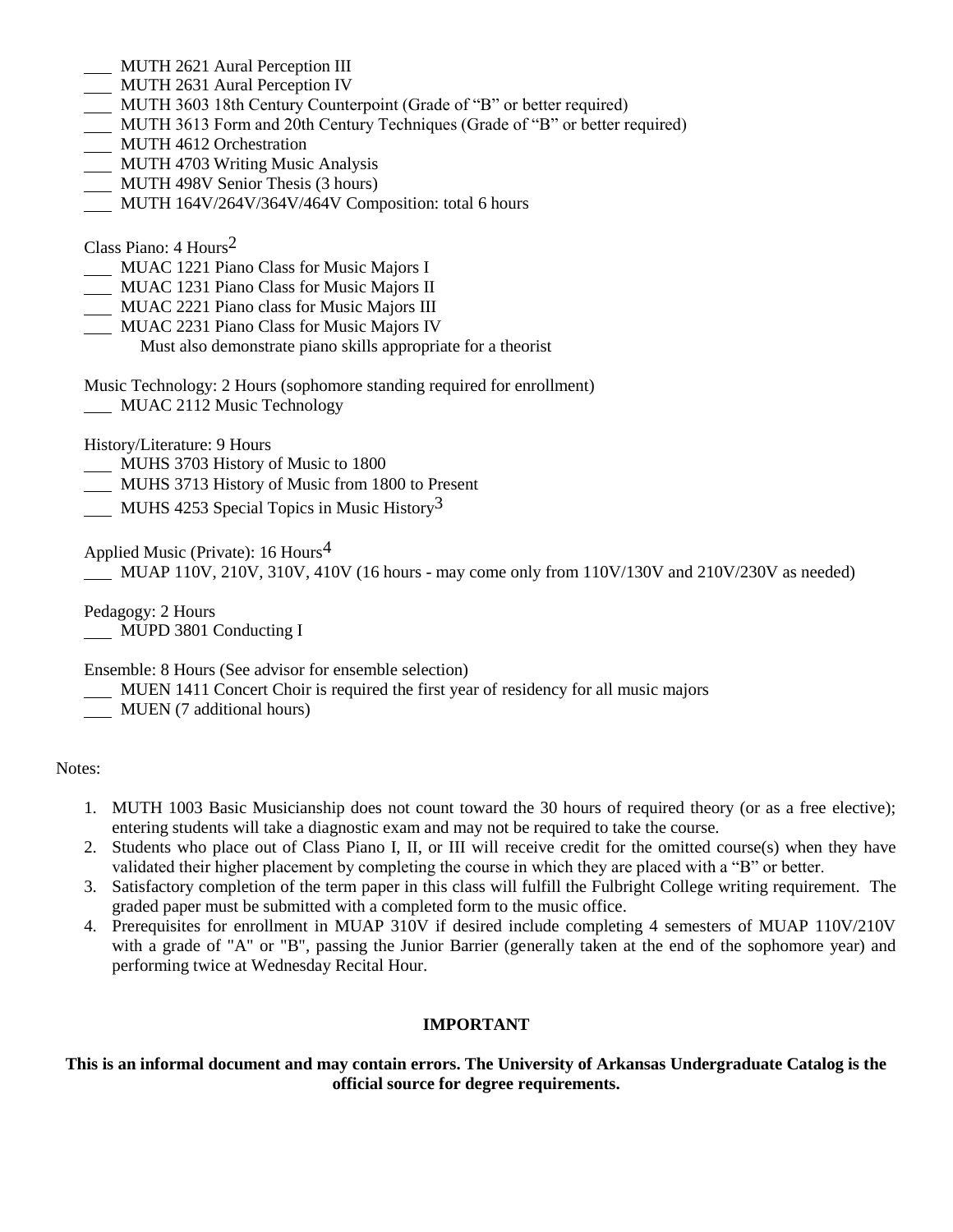___ MUTH 2621 Aural Perception III
___ MUTH 2631 Aural Perception IV
___ MUTH 3603 18th Century Counterpoint (Grade of "B" or better required)
___ MUTH 3613 Form and 20th Century Techniques (Grade of "B" or better required)
___ MUTH 4612 Orchestration
___ MUTH 4703 Writing Music Analysis
___ MUTH 498V Senior Thesis (3 hours)
___ MUTH 164V/264V/364V/464V Composition: total 6 hours

Class Piano: 4 Hours[2]
___ MUAC 1221 Piano Class for Music Majors I
___ MUAC 1231 Piano Class for Music Majors II
___ MUAC 2221 Piano class for Music Majors III
___ MUAC 2231 Piano Class for Music Majors IV
Must also demonstrate piano skills appropriate for a theorist

Music Technology: 2 Hours (sophomore standing required for enrollment)
___ MUAC 2112 Music Technology

History/Literature: 9 Hours
___ MUHS 3703 History of Music to 1800
___ MUHS 3713 History of Music from 1800 to Present
___ MUHS 4253 Special Topics in Music History[3]

Applied Music (Private): 16 Hours[4]
___ MUAP 110V, 210V, 310V, 410V (16 hours - may come only from 110V/130V and 210V/230V as needed)

Pedagogy: 2 Hours
___ MUPD 3801 Conducting I

Ensemble: 8 Hours (See advisor for ensemble selection)
___ MUEN 1411 Concert Choir is required the first year of residency for all music majors
___ MUEN (7 additional hours)

Notes:

1. MUTH 1003 Basic Musicianship does not count toward the 30 hours of required theory (or as a free elective); entering students will take a diagnostic exam and may not be required to take the course.
2. Students who place out of Class Piano I, II, or III will receive credit for the omitted course(s) when they have validated their higher placement by completing the course in which they are placed with a "B" or better.
3. Satisfactory completion of the term paper in this class will fulfill the Fulbright College writing requirement. The graded paper must be submitted with a completed form to the music office.
4. Prerequisites for enrollment in MUAP 310V if desired include completing 4 semesters of MUAP 110V/210V with a grade of "A" or "B", passing the Junior Barrier (generally taken at the end of the sophomore year) and performing twice at Wednesday Recital Hour.

**IMPORTANT**

**This is an informal document and may contain errors. The University of Arkansas Undergraduate Catalog is the official source for degree requirements.**